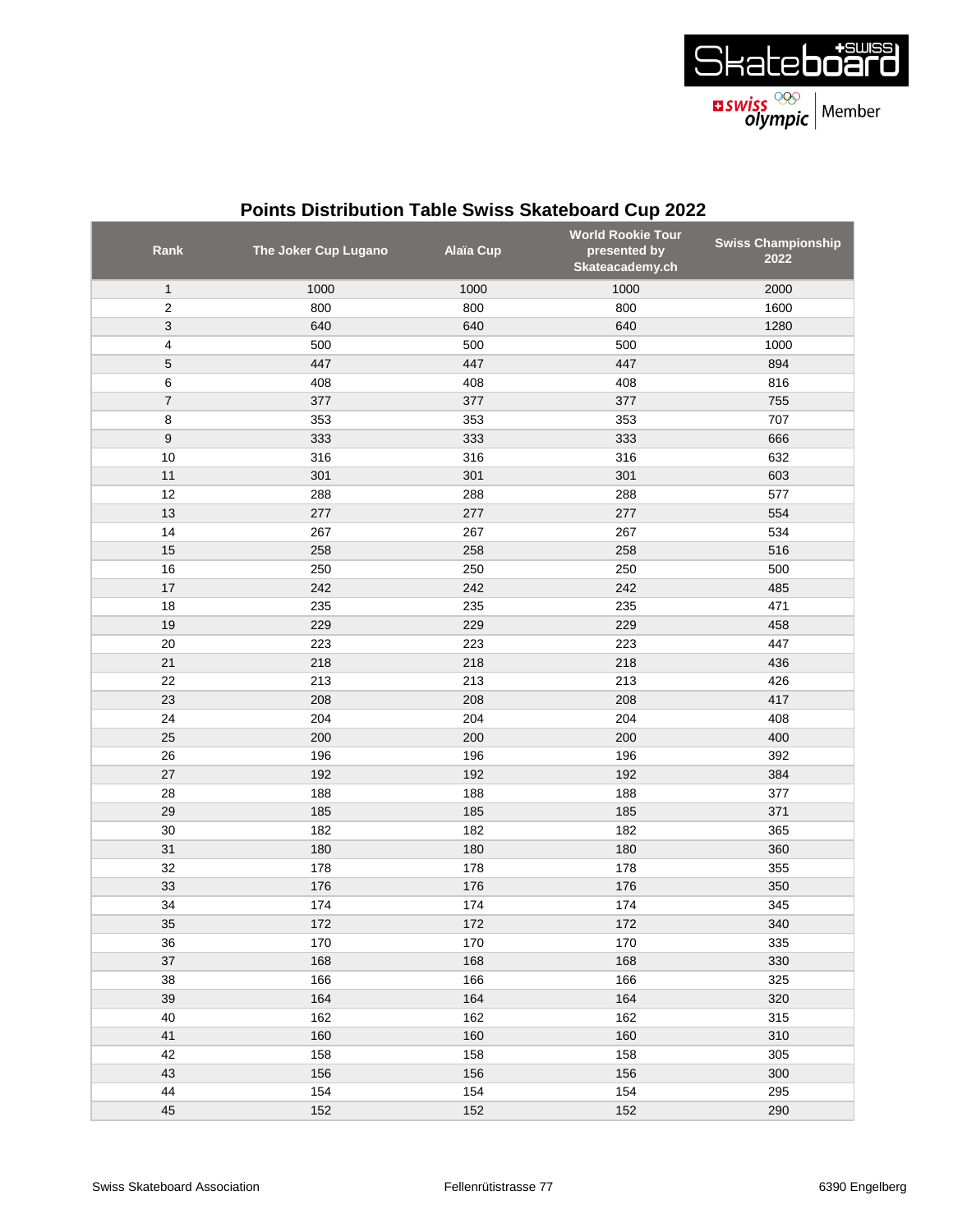## Points Distribution Table Swiss Skateboard Cup 2022

| Rank | The Joker Cup Lugano | Alaïa Cup | World Rookie Tour presented by Skateacademy.ch | Swiss Championship 2022 |
|---|---|---|---|---|
| 1 | 1000 | 1000 | 1000 | 2000 |
| 2 | 800 | 800 | 800 | 1600 |
| 3 | 640 | 640 | 640 | 1280 |
| 4 | 500 | 500 | 500 | 1000 |
| 5 | 447 | 447 | 447 | 894 |
| 6 | 408 | 408 | 408 | 816 |
| 7 | 377 | 377 | 377 | 755 |
| 8 | 353 | 353 | 353 | 707 |
| 9 | 333 | 333 | 333 | 666 |
| 10 | 316 | 316 | 316 | 632 |
| 11 | 301 | 301 | 301 | 603 |
| 12 | 288 | 288 | 288 | 577 |
| 13 | 277 | 277 | 277 | 554 |
| 14 | 267 | 267 | 267 | 534 |
| 15 | 258 | 258 | 258 | 516 |
| 16 | 250 | 250 | 250 | 500 |
| 17 | 242 | 242 | 242 | 485 |
| 18 | 235 | 235 | 235 | 471 |
| 19 | 229 | 229 | 229 | 458 |
| 20 | 223 | 223 | 223 | 447 |
| 21 | 218 | 218 | 218 | 436 |
| 22 | 213 | 213 | 213 | 426 |
| 23 | 208 | 208 | 208 | 417 |
| 24 | 204 | 204 | 204 | 408 |
| 25 | 200 | 200 | 200 | 400 |
| 26 | 196 | 196 | 196 | 392 |
| 27 | 192 | 192 | 192 | 384 |
| 28 | 188 | 188 | 188 | 377 |
| 29 | 185 | 185 | 185 | 371 |
| 30 | 182 | 182 | 182 | 365 |
| 31 | 180 | 180 | 180 | 360 |
| 32 | 178 | 178 | 178 | 355 |
| 33 | 176 | 176 | 176 | 350 |
| 34 | 174 | 174 | 174 | 345 |
| 35 | 172 | 172 | 172 | 340 |
| 36 | 170 | 170 | 170 | 335 |
| 37 | 168 | 168 | 168 | 330 |
| 38 | 166 | 166 | 166 | 325 |
| 39 | 164 | 164 | 164 | 320 |
| 40 | 162 | 162 | 162 | 315 |
| 41 | 160 | 160 | 160 | 310 |
| 42 | 158 | 158 | 158 | 305 |
| 43 | 156 | 156 | 156 | 300 |
| 44 | 154 | 154 | 154 | 295 |
| 45 | 152 | 152 | 152 | 290 |

Swiss Skateboard Association    Fellenrütistrasse 77    6390 Engelberg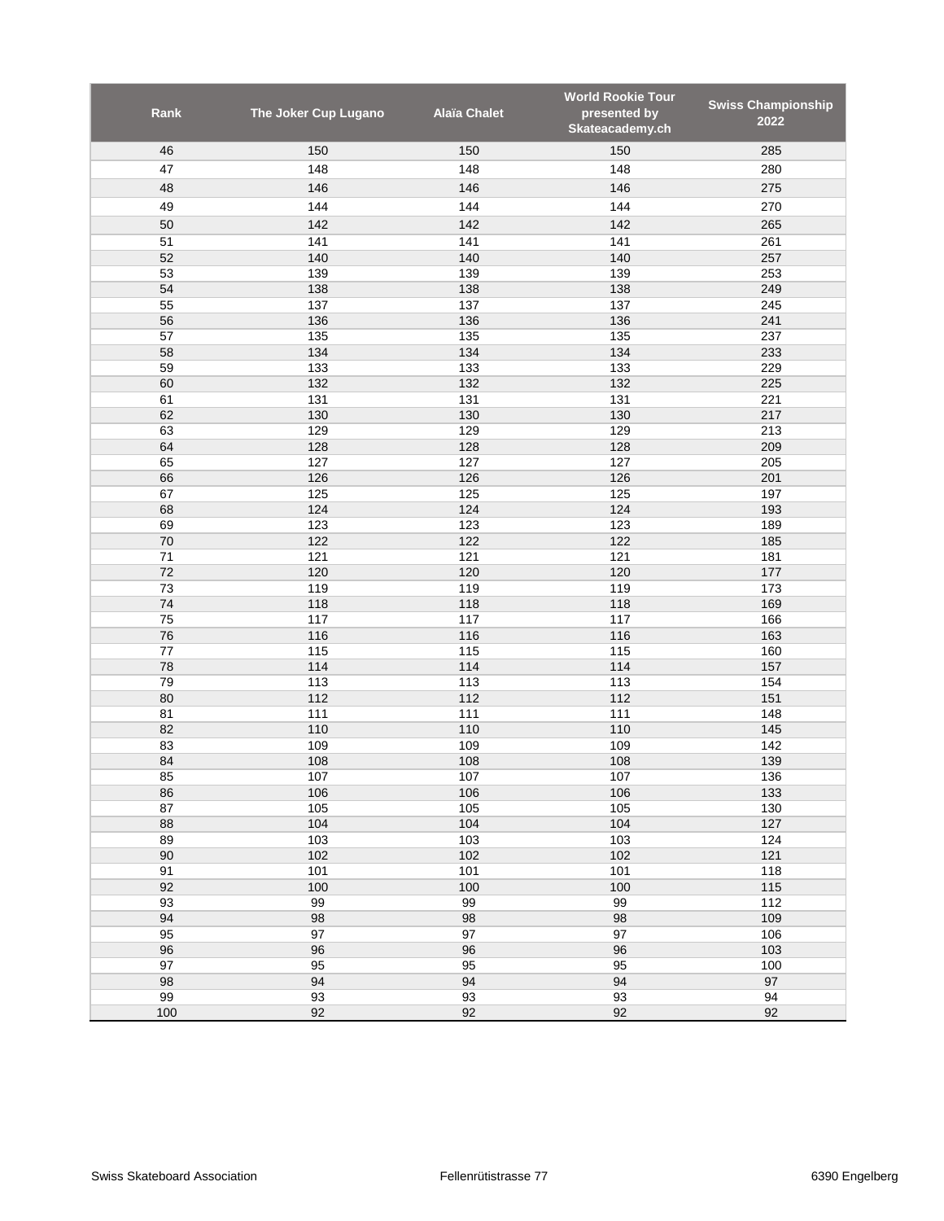| Rank | The Joker Cup Lugano | Alaïa Chalet | World Rookie Tour presented by Skateacademy.ch | Swiss Championship 2022 |
|---|---|---|---|---|
| 46 | 150 | 150 | 150 | 285 |
| 47 | 148 | 148 | 148 | 280 |
| 48 | 146 | 146 | 146 | 275 |
| 49 | 144 | 144 | 144 | 270 |
| 50 | 142 | 142 | 142 | 265 |
| 51 | 141 | 141 | 141 | 261 |
| 52 | 140 | 140 | 140 | 257 |
| 53 | 139 | 139 | 139 | 253 |
| 54 | 138 | 138 | 138 | 249 |
| 55 | 137 | 137 | 137 | 245 |
| 56 | 136 | 136 | 136 | 241 |
| 57 | 135 | 135 | 135 | 237 |
| 58 | 134 | 134 | 134 | 233 |
| 59 | 133 | 133 | 133 | 229 |
| 60 | 132 | 132 | 132 | 225 |
| 61 | 131 | 131 | 131 | 221 |
| 62 | 130 | 130 | 130 | 217 |
| 63 | 129 | 129 | 129 | 213 |
| 64 | 128 | 128 | 128 | 209 |
| 65 | 127 | 127 | 127 | 205 |
| 66 | 126 | 126 | 126 | 201 |
| 67 | 125 | 125 | 125 | 197 |
| 68 | 124 | 124 | 124 | 193 |
| 69 | 123 | 123 | 123 | 189 |
| 70 | 122 | 122 | 122 | 185 |
| 71 | 121 | 121 | 121 | 181 |
| 72 | 120 | 120 | 120 | 177 |
| 73 | 119 | 119 | 119 | 173 |
| 74 | 118 | 118 | 118 | 169 |
| 75 | 117 | 117 | 117 | 166 |
| 76 | 116 | 116 | 116 | 163 |
| 77 | 115 | 115 | 115 | 160 |
| 78 | 114 | 114 | 114 | 157 |
| 79 | 113 | 113 | 113 | 154 |
| 80 | 112 | 112 | 112 | 151 |
| 81 | 111 | 111 | 111 | 148 |
| 82 | 110 | 110 | 110 | 145 |
| 83 | 109 | 109 | 109 | 142 |
| 84 | 108 | 108 | 108 | 139 |
| 85 | 107 | 107 | 107 | 136 |
| 86 | 106 | 106 | 106 | 133 |
| 87 | 105 | 105 | 105 | 130 |
| 88 | 104 | 104 | 104 | 127 |
| 89 | 103 | 103 | 103 | 124 |
| 90 | 102 | 102 | 102 | 121 |
| 91 | 101 | 101 | 101 | 118 |
| 92 | 100 | 100 | 100 | 115 |
| 93 | 99 | 99 | 99 | 112 |
| 94 | 98 | 98 | 98 | 109 |
| 95 | 97 | 97 | 97 | 106 |
| 96 | 96 | 96 | 96 | 103 |
| 97 | 95 | 95 | 95 | 100 |
| 98 | 94 | 94 | 94 | 97 |
| 99 | 93 | 93 | 93 | 94 |
| 100 | 92 | 92 | 92 | 92 |

Swiss Skateboard Association Fellenrütistrasse 77 6390 Engelberg